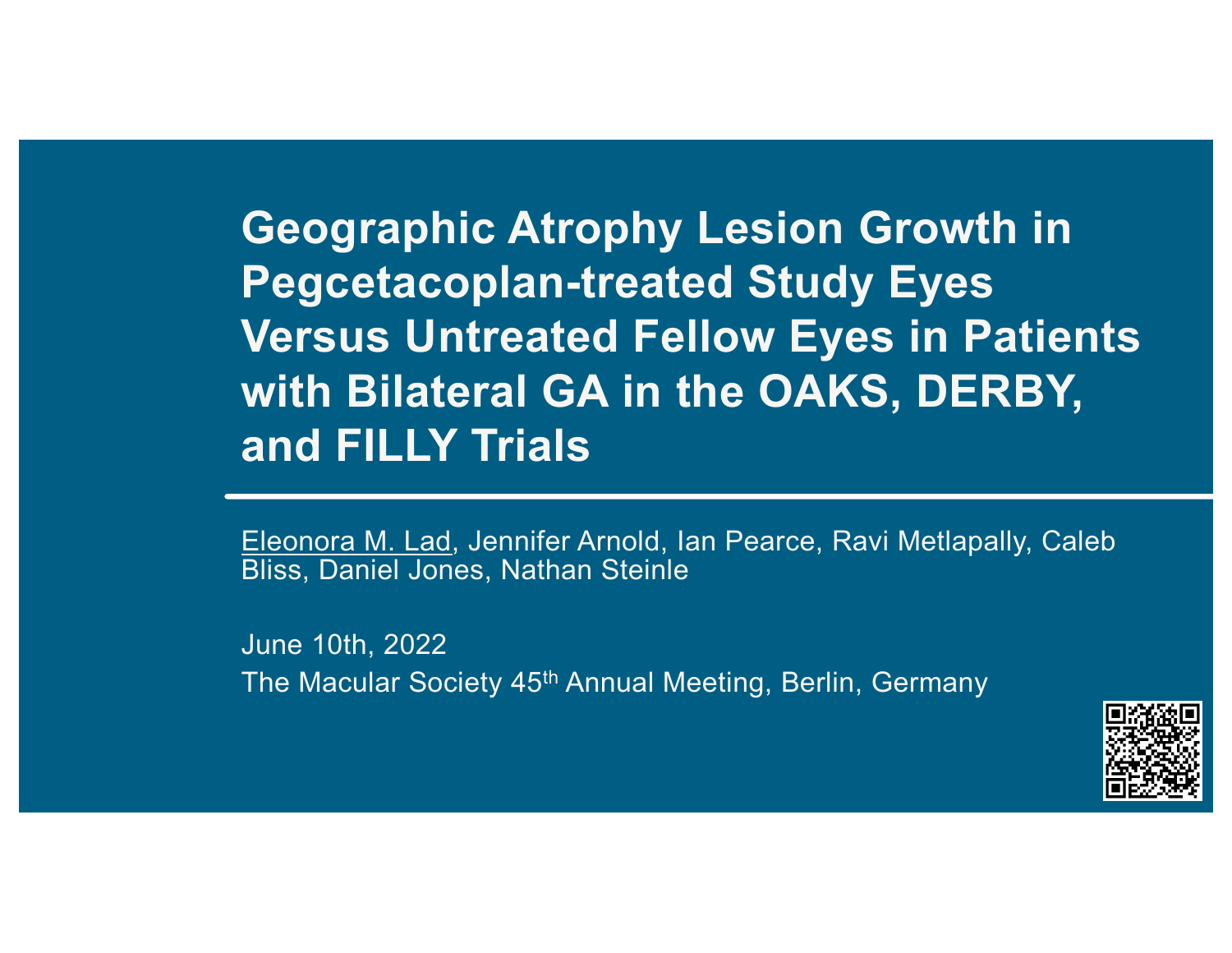# Geographic Atrophy Lesion Growth in Pegcetacoplan-treated Study Eyes Versus Untreated Fellow Eyes in Patients with Bilateral GA in the OAKS, DERBY, and FILLY Trials

Eleonora M. Lad, Jennifer Arnold, Ian Pearce, Ravi Metlapally, Caleb Bliss, Daniel Jones, Nathan Steinle

June 10th, 2022

The Macular Society 45th Annual Meeting, Berlin, Germany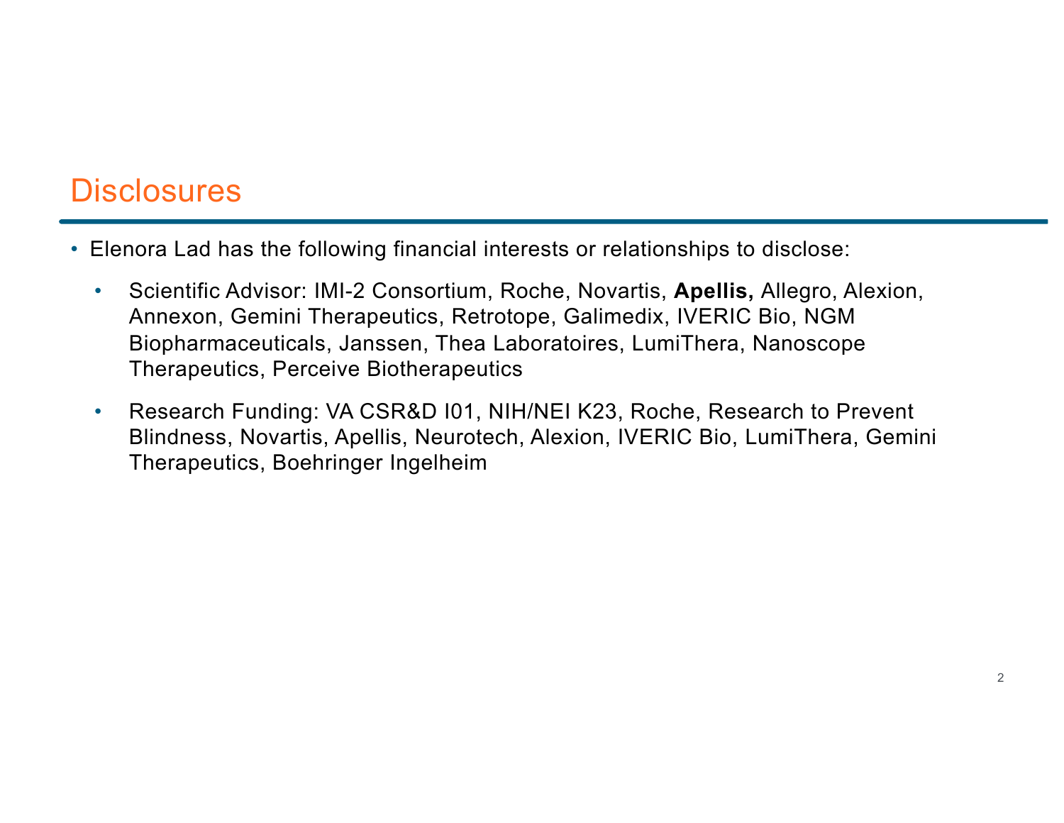# Disclosures

- Elenora Lad has the following financial interests or relationships to disclose:
  - Scientific Advisor: IMI-2 Consortium, Roche, Novartis, **Apellis,** Allegro, Alexion, Annexon, Gemini Therapeutics, Retrotope, Galimedix, IVERIC Bio, NGM Biopharmaceuticals, Janssen, Thea Laboratoires, LumiThera, Nanoscope Therapeutics, Perceive Biotherapeutics
  - Research Funding: VA CSR&D I01, NIH/NEI K23, Roche, Research to Prevent Blindness, Novartis, Apellis, Neurotech, Alexion, IVERIC Bio, LumiThera, Gemini Therapeutics, Boehringer Ingelheim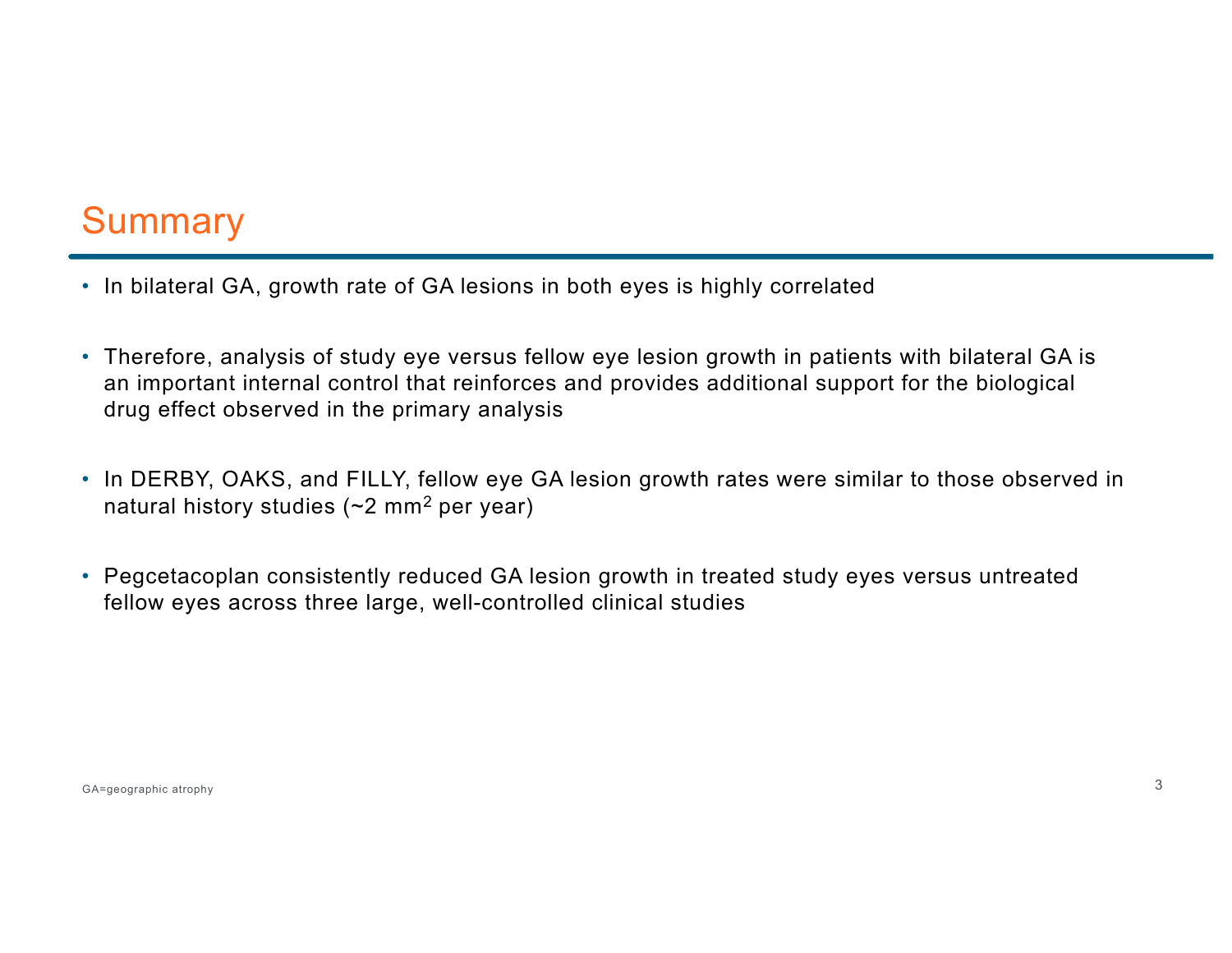# Summary

- In bilateral GA, growth rate of GA lesions in both eyes is highly correlated
- Therefore, analysis of study eye versus fellow eye lesion growth in patients with bilateral GA is an important internal control that reinforces and provides additional support for the biological drug effect observed in the primary analysis
- In DERBY, OAKS, and FILLY, fellow eye GA lesion growth rates were similar to those observed in natural history studies (~2 $mm^2$ per year)
- Pegcetacoplan consistently reduced GA lesion growth in treated study eyes versus untreated fellow eyes across three large, well-controlled clinical studies

GA=geographic atrophy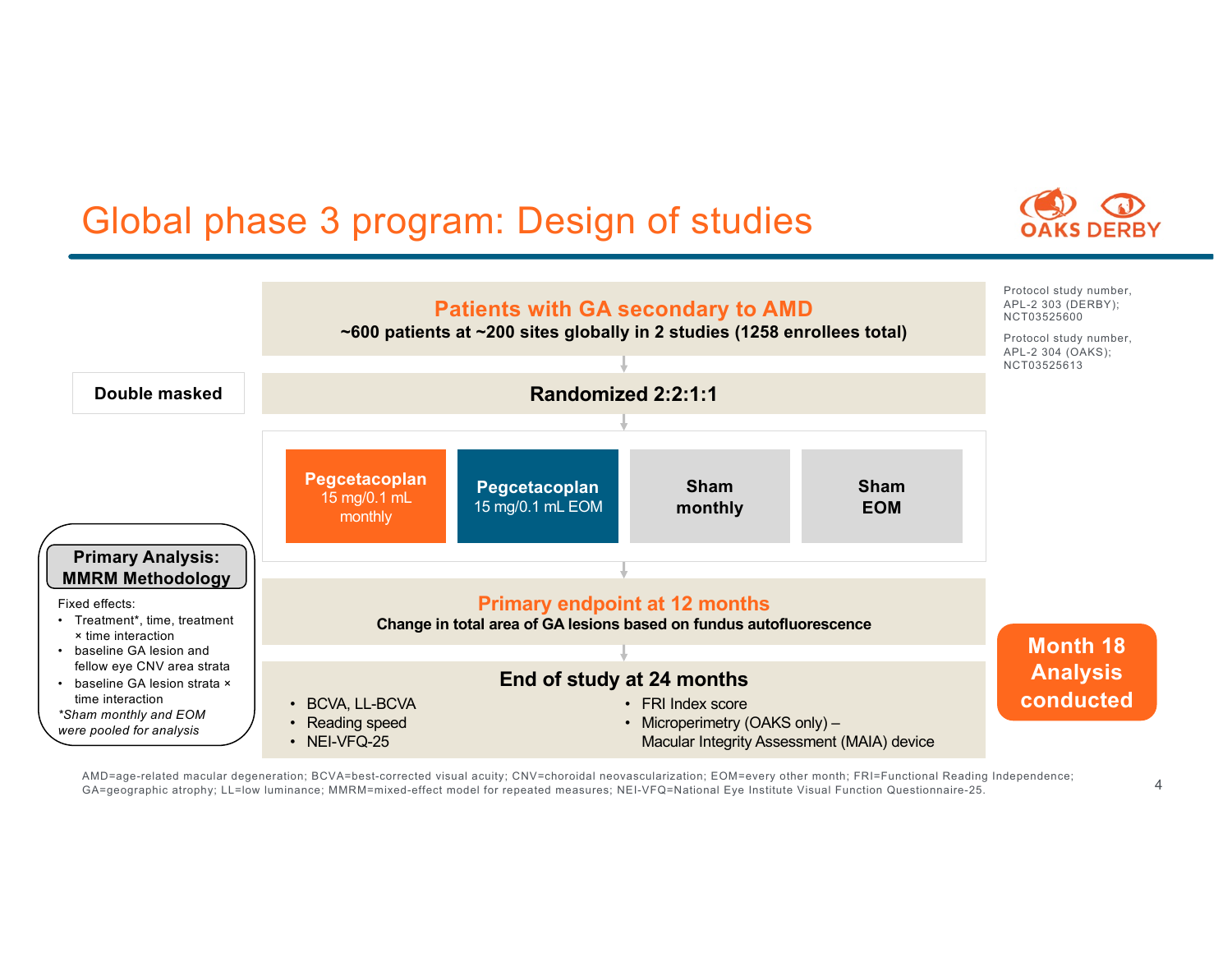# Global phase 3 program: Design of studies

OAKS DERBY

Protocol study number, APL-2 303 (DERBY); NCT03525600

Protocol study number, APL-2 304 (OAKS); NCT03525613

**Patients with GA secondary to AMD**

**~600 patients at ~200 sites globally in 2 studies (1258 enrollees total)**

**Double masked**

**Randomized 2:2:1:1**

| **Pegcetacoplan** 15 mg/0.1 mL monthly | **Pegcetacoplan** 15 mg/0.1 mL EOM | **Sham monthly** | **Sham EOM** |
|---|---|---|---|

**Primary Analysis: MMRM Methodology**

Fixed effects:

- Treatment*, time, treatment × time interaction
- baseline GA lesion and fellow eye CNV area strata
- baseline GA lesion strata × time interaction

*\*Sham monthly and EOM were pooled for analysis*

**Primary endpoint at 12 months**

**Change in total area of GA lesions based on fundus autofluorescence**

**End of study at 24 months**

- BCVA, LL-BCVA
- Reading speed
- NEI-VFQ-25
- FRI Index score
- Microperimetry (OAKS only) – Macular Integrity Assessment (MAIA) device

**Month 18 Analysis conducted**

AMD=age-related macular degeneration; BCVA=best-corrected visual acuity; CNV=choroidal neovascularization; EOM=every other month; FRI=Functional Reading Independence; GA=geographic atrophy; LL=low luminance; MMRM=mixed-effect model for repeated measures; NEI-VFQ=National Eye Institute Visual Function Questionnaire-25.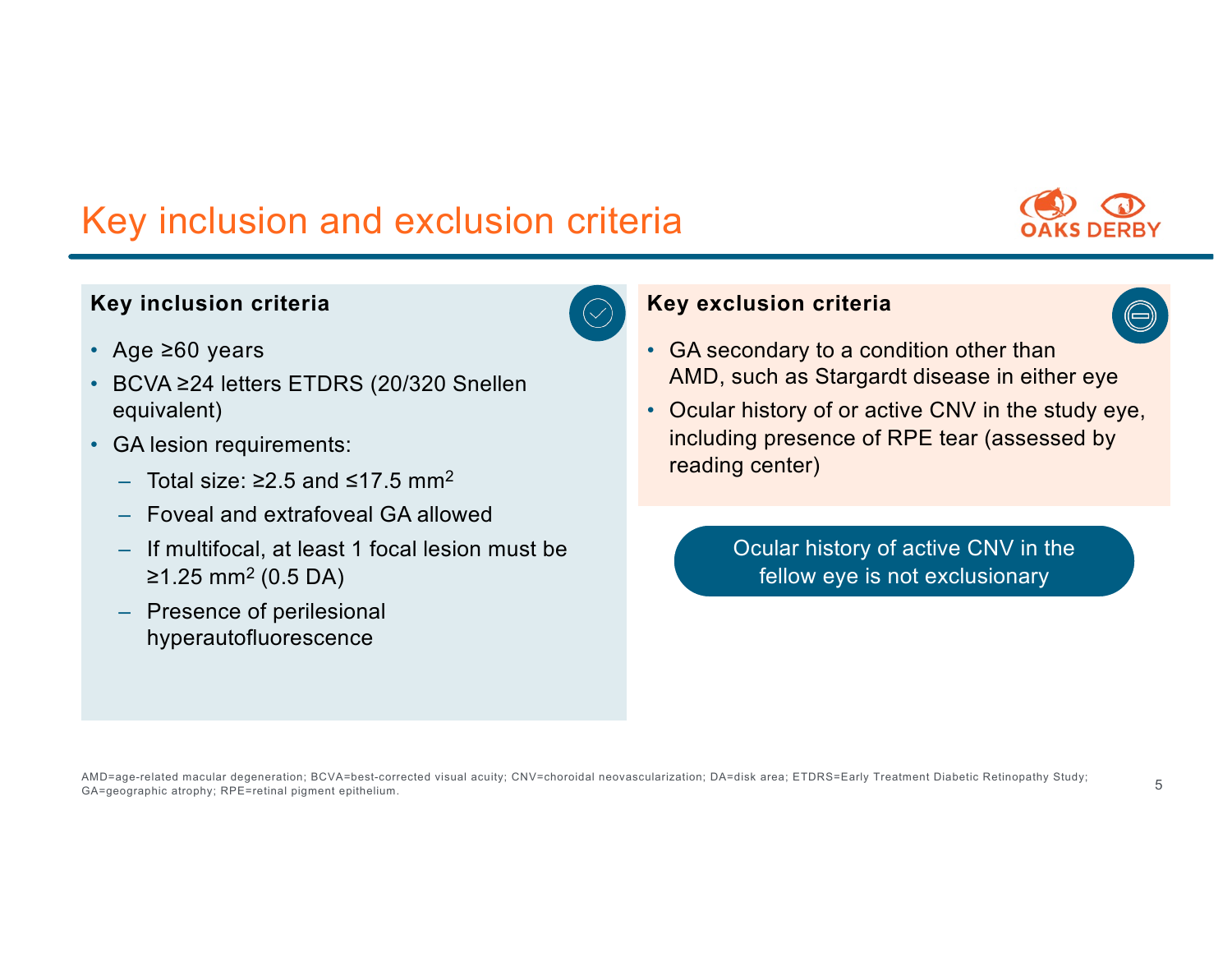# Key inclusion and exclusion criteria

## Key inclusion criteria

- Age ≥60 years
- BCVA ≥24 letters ETDRS (20/320 Snellen equivalent)
- GA lesion requirements:
  - Total size: ≥2.5 and ≤17.5 $mm^2$
  - Foveal and extrafoveal GA allowed
  - If multifocal, at least 1 focal lesion must be ≥1.25 $mm^2$ (0.5 DA)
  - Presence of perilesional hyperautofluorescence

## Key exclusion criteria

- GA secondary to a condition other than AMD, such as Stargardt disease in either eye
- Ocular history of or active CNV in the study eye, including presence of RPE tear (assessed by reading center)

Ocular history of active CNV in the fellow eye is not exclusionary

AMD=age-related macular degeneration; BCVA=best-corrected visual acuity; CNV=choroidal neovascularization; DA=disk area; ETDRS=Early Treatment Diabetic Retinopathy Study; GA=geographic atrophy; RPE=retinal pigment epithelium.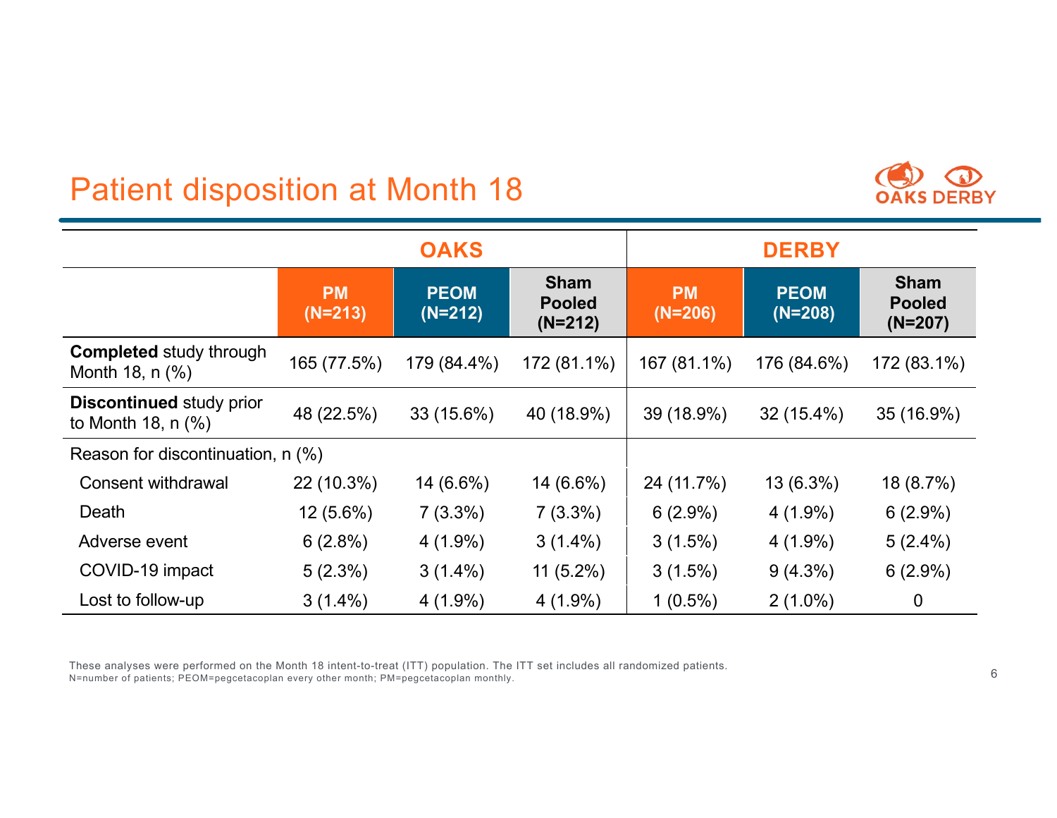# Patient disposition at Month 18

| | OAKS | | | DERBY | | |
|---|---|---|---|---|---|---|
| | PM (N=213) | PEOM (N=212) | Sham Pooled (N=212) | PM (N=206) | PEOM (N=208) | Sham Pooled (N=207) |
| **Completed** study through Month 18, n (%) | 165 (77.5%) | 179 (84.4%) | 172 (81.1%) | 167 (81.1%) | 176 (84.6%) | 172 (83.1%) |
| **Discontinued** study prior to Month 18, n (%) | 48 (22.5%) | 33 (15.6%) | 40 (18.9%) | 39 (18.9%) | 32 (15.4%) | 35 (16.9%) |
| Reason for discontinuation, n (%) | | | | | | |
| Consent withdrawal | 22 (10.3%) | 14 (6.6%) | 14 (6.6%) | 24 (11.7%) | 13 (6.3%) | 18 (8.7%) |
| Death | 12 (5.6%) | 7 (3.3%) | 7 (3.3%) | 6 (2.9%) | 4 (1.9%) | 6 (2.9%) |
| Adverse event | 6 (2.8%) | 4 (1.9%) | 3 (1.4%) | 3 (1.5%) | 4 (1.9%) | 5 (2.4%) |
| COVID-19 impact | 5 (2.3%) | 3 (1.4%) | 11 (5.2%) | 3 (1.5%) | 9 (4.3%) | 6 (2.9%) |
| Lost to follow-up | 3 (1.4%) | 4 (1.9%) | 4 (1.9%) | 1 (0.5%) | 2 (1.0%) | 0 |

These analyses were performed on the Month 18 intent-to-treat (ITT) population. The ITT set includes all randomized patients.
N=number of patients; PEOM=pegcetacoplan every other month; PM=pegcetacoplan monthly.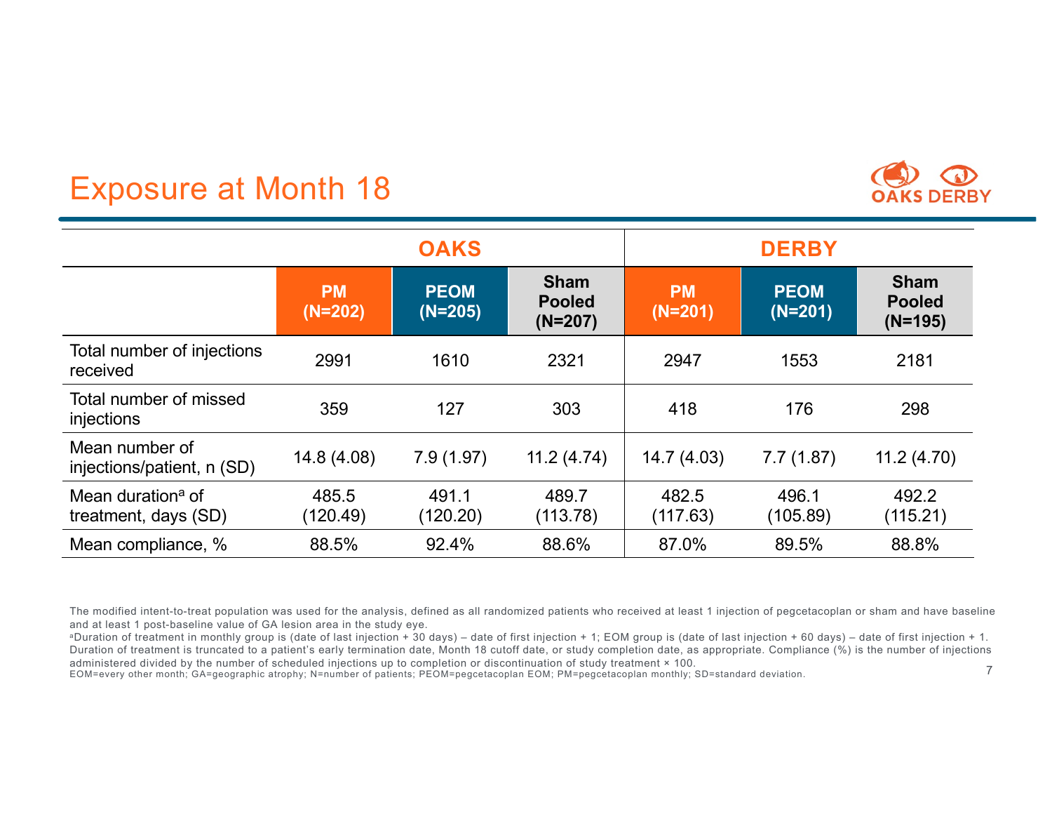# Exposure at Month 18

| | OAKS | | | DERBY | | |
|---|---|---|---|---|---|---|
| | **PM (N=202)** | **PEOM (N=205)** | **Sham Pooled (N=207)** | **PM (N=201)** | **PEOM (N=201)** | **Sham Pooled (N=195)** |
| Total number of injections received | 2991 | 1610 | 2321 | 2947 | 1553 | 2181 |
| Total number of missed injections | 359 | 127 | 303 | 418 | 176 | 298 |
| Mean number of injections/patient, n (SD) | 14.8 (4.08) | 7.9 (1.97) | 11.2 (4.74) | 14.7 (4.03) | 7.7 (1.87) | 11.2 (4.70) |
| Mean duration[a] of treatment, days (SD) | 485.5 (120.49) | 491.1 (120.20) | 489.7 (113.78) | 482.5 (117.63) | 496.1 (105.89) | 492.2 (115.21) |
| Mean compliance, % | 88.5% | 92.4% | 88.6% | 87.0% | 89.5% | 88.8% |

The modified intent-to-treat population was used for the analysis, defined as all randomized patients who received at least 1 injection of pegcetacoplan or sham and have baseline and at least 1 post-baseline value of GA lesion area in the study eye.

[a]Duration of treatment in monthly group is (date of last injection + 30 days) – date of first injection + 1; EOM group is (date of last injection + 60 days) – date of first injection + 1. Duration of treatment is truncated to a patient's early termination date, Month 18 cutoff date, or study completion date, as appropriate. Compliance (%) is the number of injections administered divided by the number of scheduled injections up to completion or discontinuation of study treatment × 100.

EOM=every other month; GA=geographic atrophy; N=number of patients; PEOM=pegcetacoplan EOM; PM=pegcetacoplan monthly; SD=standard deviation.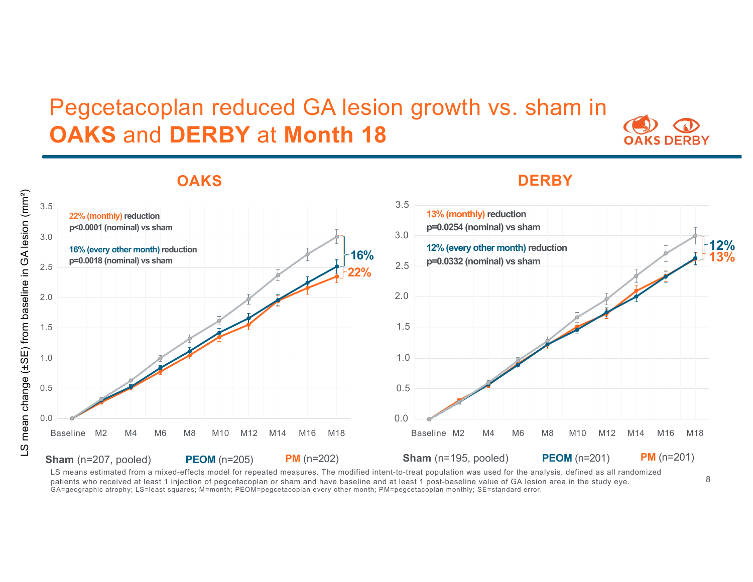# Pegcetacoplan reduced GA lesion growth vs. sham in **OAKS** and **DERBY** at **Month 18**

## OAKS

**22% (monthly) reduction**
**p<0.0001 (nominal) vs sham**

**16% (every other month) reduction**
**p=0.0018 (nominal) vs sham**

**Sham** (n=207, pooled) **PEOM** (n=205) **PM** (n=202)

## DERBY

**13% (monthly) reduction**
**p=0.0254 (nominal) vs sham**

**12% (every other month) reduction**
**p=0.0332 (nominal) vs sham**

**Sham** (n=195, pooled) **PEOM** (n=201) **PM** (n=201)

LS means estimated from a mixed-effects model for repeated measures. The modified intent-to-treat population was used for the analysis, defined as all randomized patients who received at least 1 injection of pegcetacoplan or sham and have baseline and at least 1 post-baseline value of GA lesion area in the study eye.
GA=geographic atrophy; LS=least squares; M=month; PEOM=pegcetacoplan every other month; PM=pegcetacoplan monthly; SE=standard error.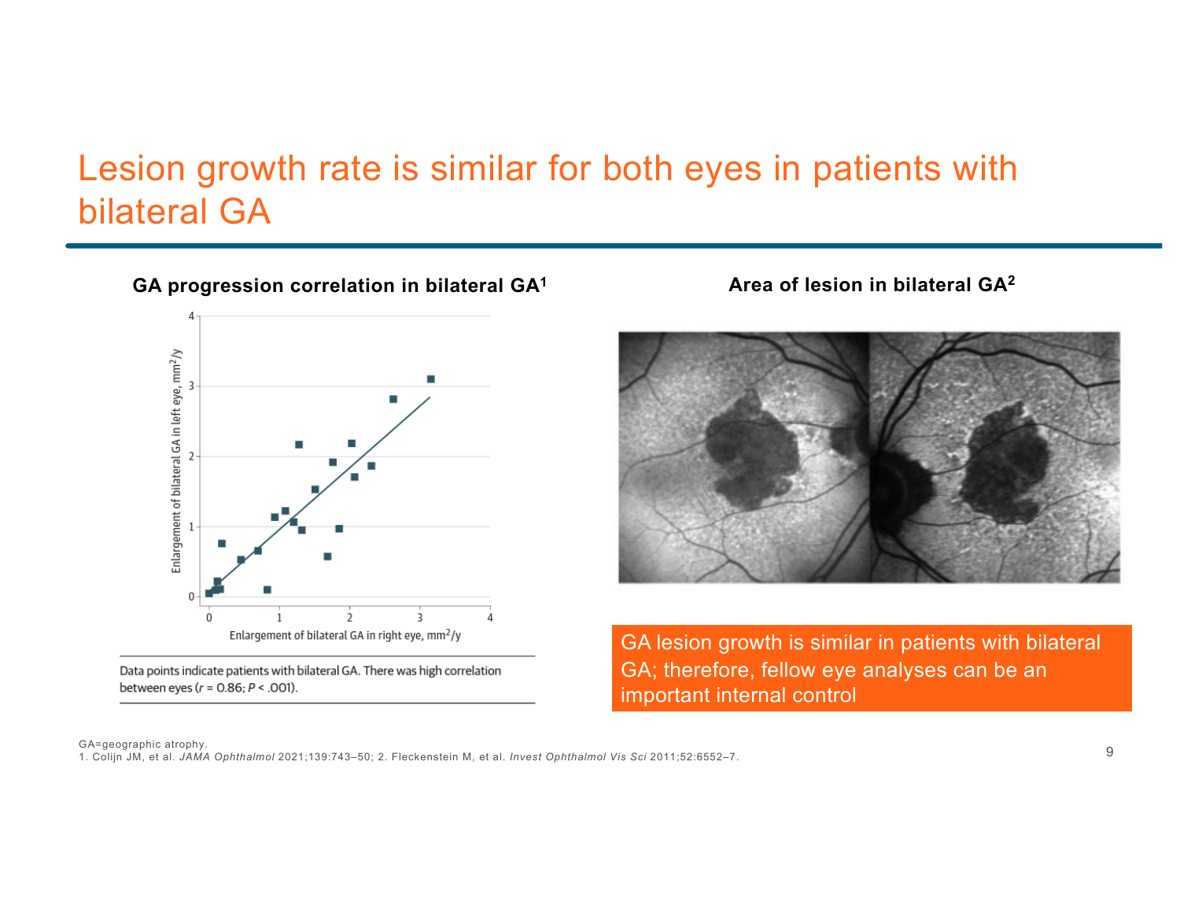# Lesion growth rate is similar for both eyes in patients with bilateral GA

**GA progression correlation in bilateral GA[1]**

Data points indicate patients with bilateral GA. There was high correlation between eyes ($r = 0.86$; $P < .001$).

**Area of lesion in bilateral GA[2]**

GA lesion growth is similar in patients with bilateral GA; therefore, fellow eye analyses can be an important internal control

GA=geographic atrophy.
1. Colijn JM, et al. *JAMA Ophthalmol* 2021;139:743–50; 2. Fleckenstein M, et al. *Invest Ophthalmol Vis Sci* 2011;52:6552–7.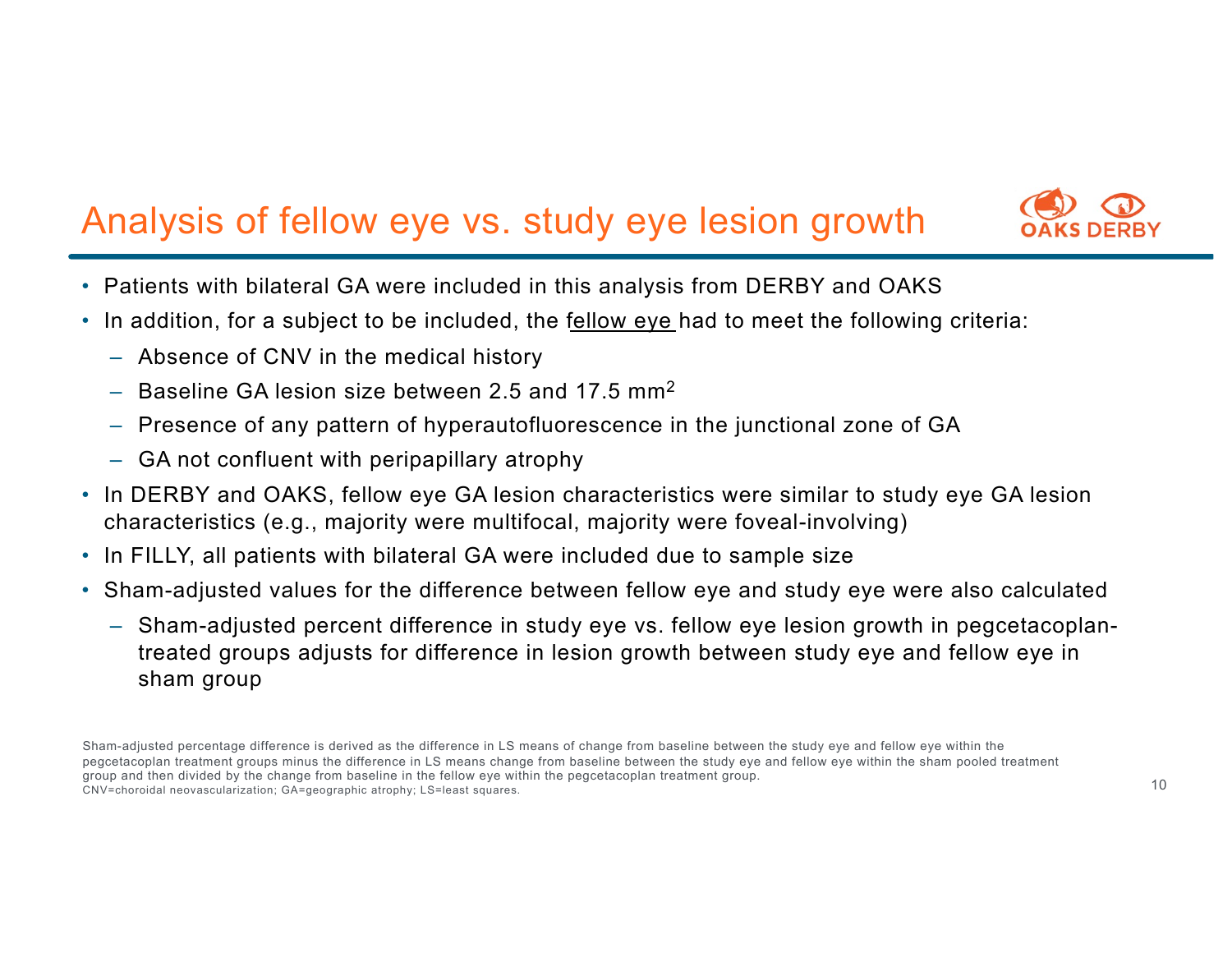# Analysis of fellow eye vs. study eye lesion growth

- Patients with bilateral GA were included in this analysis from DERBY and OAKS
- In addition, for a subject to be included, the fellow eye had to meet the following criteria:
  - Absence of CNV in the medical history
  - Baseline GA lesion size between 2.5 and 17.5 $mm^2$
  - Presence of any pattern of hyperautofluorescence in the junctional zone of GA
  - GA not confluent with peripapillary atrophy
- In DERBY and OAKS, fellow eye GA lesion characteristics were similar to study eye GA lesion characteristics (e.g., majority were multifocal, majority were foveal-involving)
- In FILLY, all patients with bilateral GA were included due to sample size
- Sham-adjusted values for the difference between fellow eye and study eye were also calculated
  - Sham-adjusted percent difference in study eye vs. fellow eye lesion growth in pegcetacoplan-treated groups adjusts for difference in lesion growth between study eye and fellow eye in sham group

Sham-adjusted percentage difference is derived as the difference in LS means of change from baseline between the study eye and fellow eye within the pegcetacoplan treatment groups minus the difference in LS means change from baseline between the study eye and fellow eye within the sham pooled treatment group and then divided by the change from baseline in the fellow eye within the pegcetacoplan treatment group.
CNV=choroidal neovascularization; GA=geographic atrophy; LS=least squares.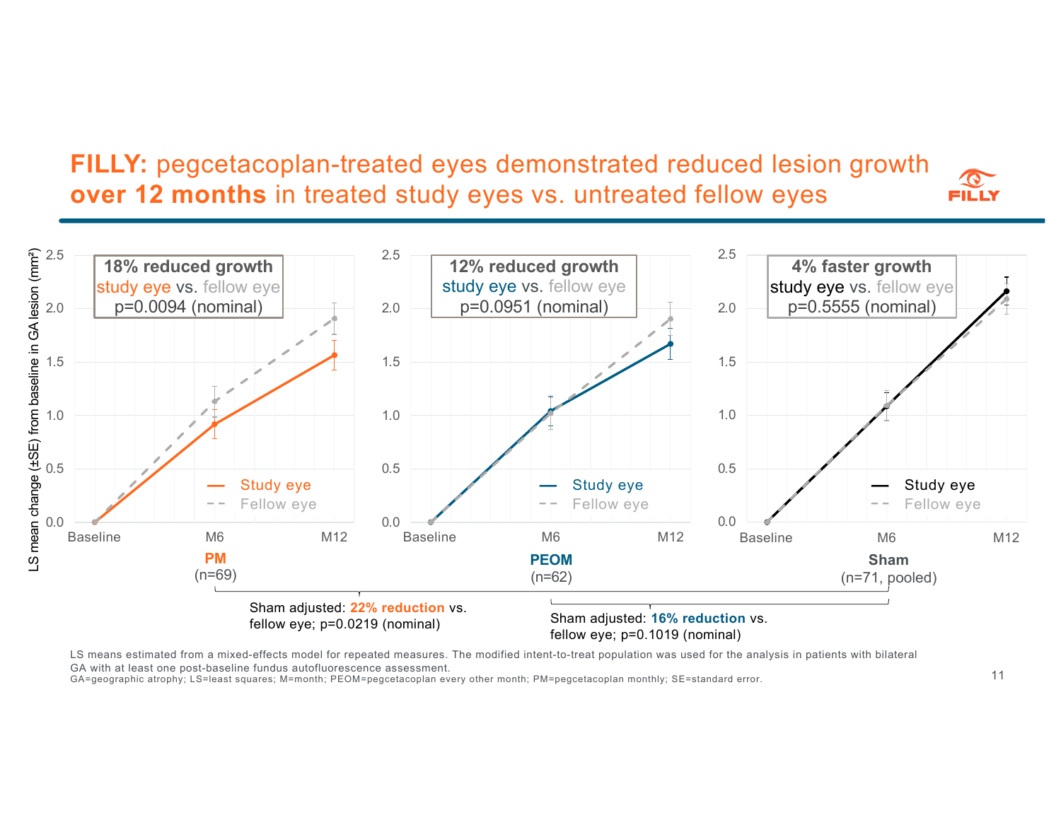# **FILLY:** pegcetacoplan-treated eyes demonstrated reduced lesion growth **over 12 months** in treated study eyes vs. untreated fellow eyes

FILLY

LS mean change (±SE) from baseline in GA lesion (mm²)

**18% reduced growth**
study eye vs. fellow eye
p=0.0094 (nominal)

Study eye / Fellow eye

**PM**
(n=69)

**12% reduced growth**
study eye vs. fellow eye
p=0.0951 (nominal)

Study eye / Fellow eye

**PEOM**
(n=62)

**4% faster growth**
study eye vs. fellow eye
p=0.5555 (nominal)

Study eye / Fellow eye

**Sham**
(n=71, pooled)

Sham adjusted: **22% reduction** vs. fellow eye; p=0.0219 (nominal)

Sham adjusted: **16% reduction** vs. fellow eye; p=0.1019 (nominal)

LS means estimated from a mixed-effects model for repeated measures. The modified intent-to-treat population was used for the analysis in patients with bilateral GA with at least one post-baseline fundus autofluorescence assessment.
GA=geographic atrophy; LS=least squares; M=month; PEOM=pegcetacoplan every other month; PM=pegcetacoplan monthly; SE=standard error.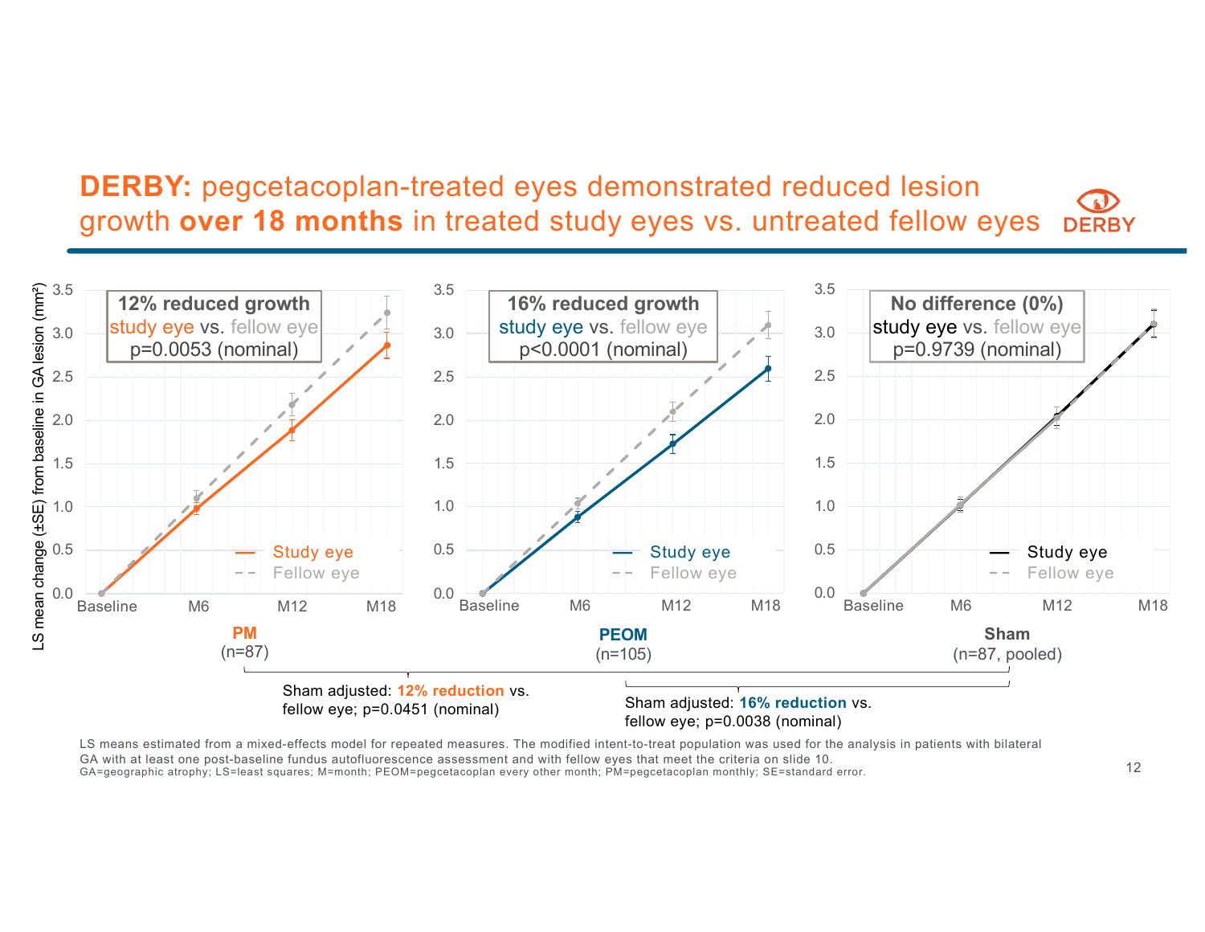# DERBY: pegcetacoplan-treated eyes demonstrated reduced lesion growth **over 18 months** in treated study eyes vs. untreated fellow eyes

DERBY

LS mean change (±SE) from baseline in GA lesion (mm²)

**12% reduced growth**
study eye vs. fellow eye
p=0.0053 (nominal)

Study eye
Fellow eye

Baseline, M6, M12, M18

**PM**
(n=87)

**16% reduced growth**
study eye vs. fellow eye
p<0.0001 (nominal)

Study eye
Fellow eye

Baseline, M6, M12, M18

**PEOM**
(n=105)

**No difference (0%)**
study eye vs. fellow eye
p=0.9739 (nominal)

Study eye
Fellow eye

Baseline, M6, M12, M18

**Sham**
(n=87, pooled)

Sham adjusted: **12% reduction** vs. fellow eye; p=0.0451 (nominal)

Sham adjusted: **16% reduction** vs. fellow eye; p=0.0038 (nominal)

LS means estimated from a mixed-effects model for repeated measures. The modified intent-to-treat population was used for the analysis in patients with bilateral GA with at least one post-baseline fundus autofluorescence assessment and with fellow eyes that meet the criteria on slide 10.
GA=geographic atrophy; LS=least squares; M=month; PEOM=pegcetacoplan every other month; PM=pegcetacoplan monthly; SE=standard error.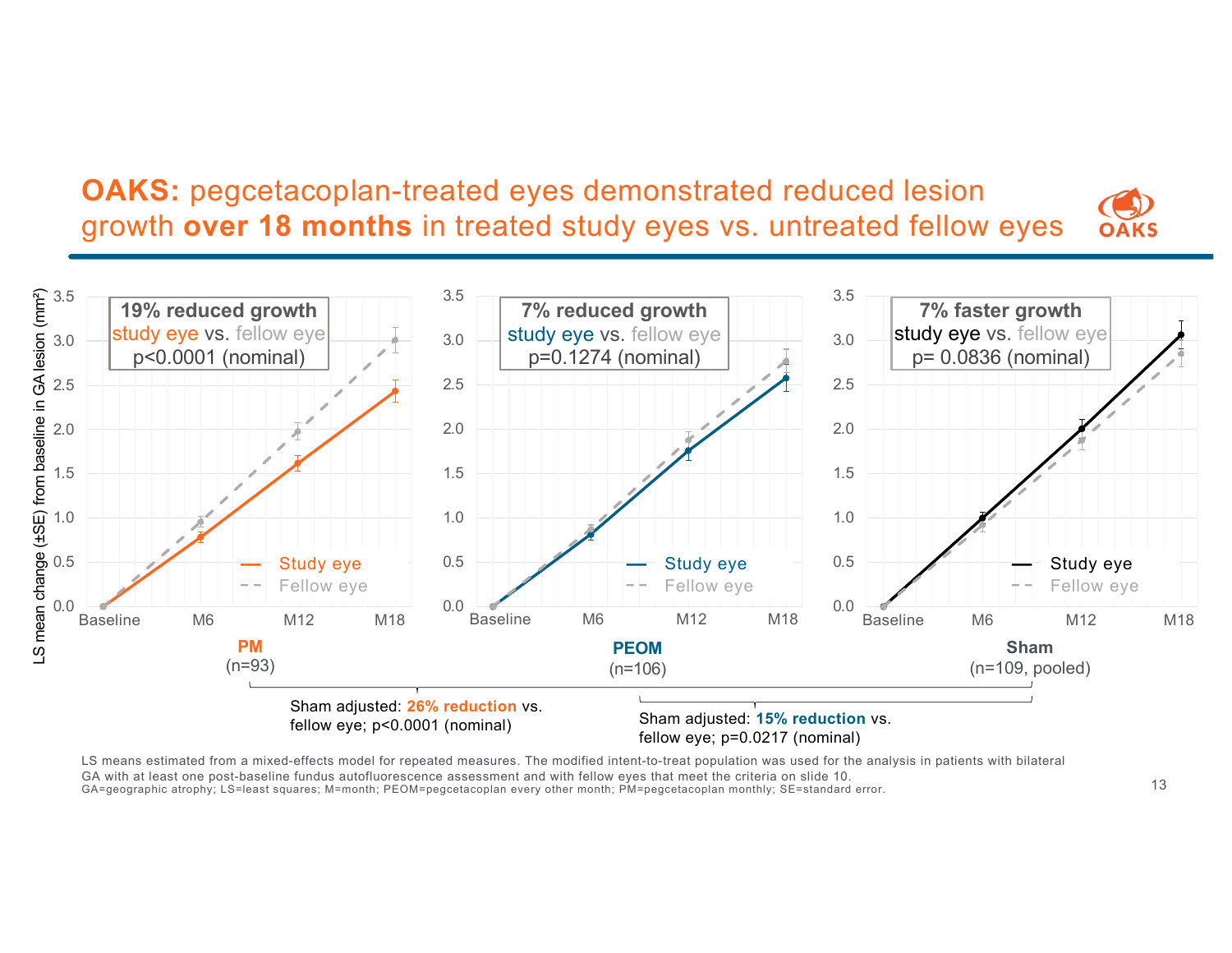# OAKS: pegcetacoplan-treated eyes demonstrated reduced lesion growth **over 18 months** in treated study eyes vs. untreated fellow eyes

OAKS

LS mean change (±SE) from baseline in GA lesion (mm²)

**PM** (n=93)

**19% reduced growth**
study eye vs. fellow eye
p<0.0001 (nominal)

**PEOM** (n=106)

**7% reduced growth**
study eye vs. fellow eye
p=0.1274 (nominal)

**Sham** (n=109, pooled)

**7% faster growth**
study eye vs. fellow eye
p= 0.0836 (nominal)

Legend: Study eye; Fellow eye

X-axis: Baseline, M6, M12, M18

Sham adjusted: **26% reduction** vs. fellow eye; p<0.0001 (nominal)

Sham adjusted: **15% reduction** vs. fellow eye; p=0.0217 (nominal)

LS means estimated from a mixed-effects model for repeated measures. The modified intent-to-treat population was used for the analysis in patients with bilateral GA with at least one post-baseline fundus autofluorescence assessment and with fellow eyes that meet the criteria on slide 10.
GA=geographic atrophy; LS=least squares; M=month; PEOM=pegcetacoplan every other month; PM=pegcetacoplan monthly; SE=standard error.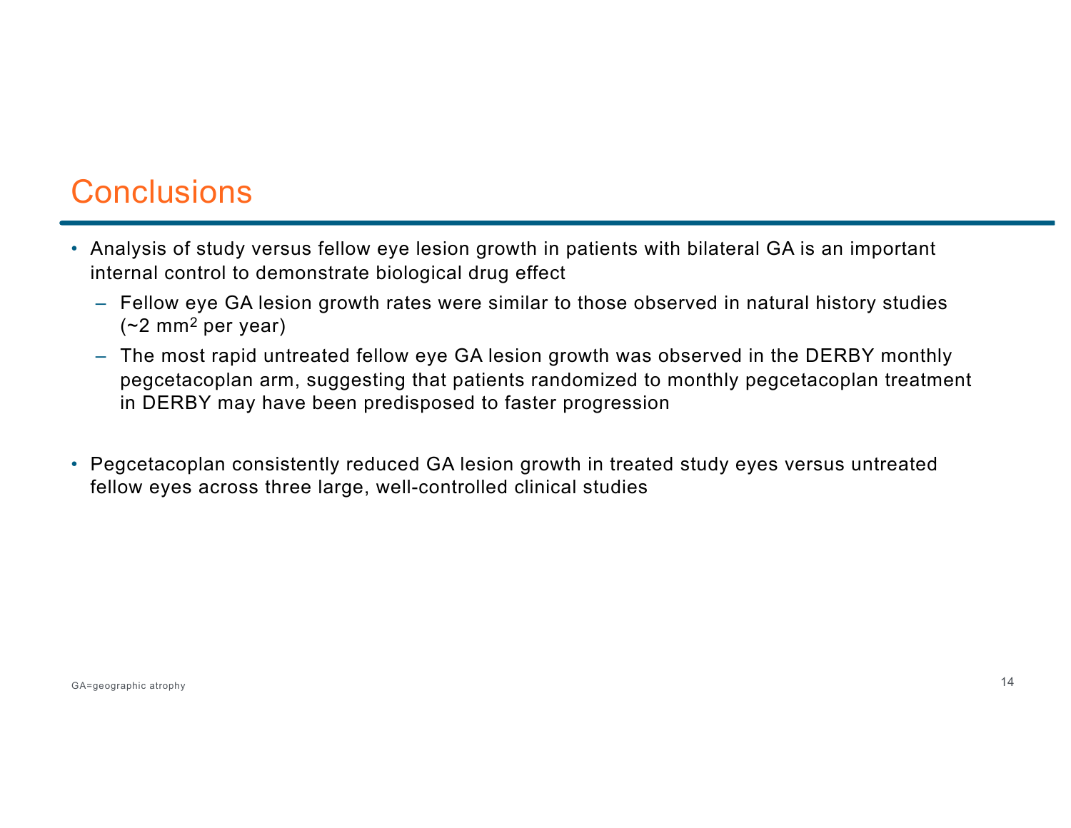# Conclusions

- Analysis of study versus fellow eye lesion growth in patients with bilateral GA is an important internal control to demonstrate biological drug effect
  - Fellow eye GA lesion growth rates were similar to those observed in natural history studies (~2 $mm^2$ per year)
  - The most rapid untreated fellow eye GA lesion growth was observed in the DERBY monthly pegcetacoplan arm, suggesting that patients randomized to monthly pegcetacoplan treatment in DERBY may have been predisposed to faster progression

- Pegcetacoplan consistently reduced GA lesion growth in treated study eyes versus untreated fellow eyes across three large, well-controlled clinical studies

GA=geographic atrophy